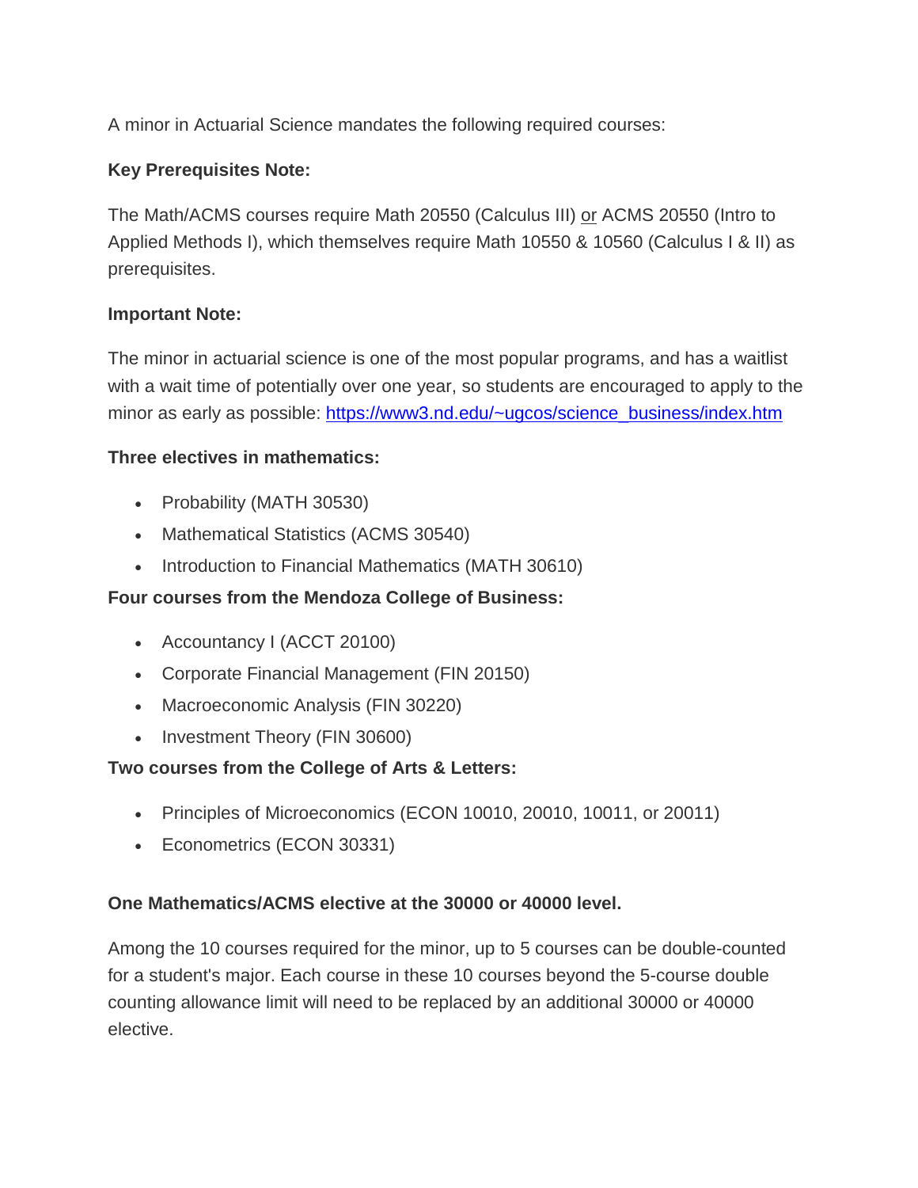A minor in Actuarial Science mandates the following required courses:

**Key Prerequisites Note:**

The Math/ACMS courses require Math 20550 (Calculus III) or ACMS 20550 (Intro to Applied Methods I), which themselves require Math 10550 & 10560 (Calculus I & II) as prerequisites.

**Important Note:**

The minor in actuarial science is one of the most popular programs, and has a waitlist with a wait time of potentially over one year, so students are encouraged to apply to the minor as early as possible: [https://www3.nd.edu/~ugcos/science_business/index.htm](https://www3.nd.edu/~ugcos/science_business/index.htm)

**Three electives in mathematics:**

- Probability (MATH 30530)
- Mathematical Statistics (ACMS 30540)
- Introduction to Financial Mathematics (MATH 30610)

**Four courses from the Mendoza College of Business:**

- Accountancy I (ACCT 20100)
- Corporate Financial Management (FIN 20150)
- Macroeconomic Analysis (FIN 30220)
- Investment Theory (FIN 30600)

**Two courses from the College of Arts & Letters:**

- Principles of Microeconomics (ECON 10010, 20010, 10011, or 20011)
- Econometrics (ECON 30331)

**One Mathematics/ACMS elective at the 30000 or 40000 level.**

Among the 10 courses required for the minor, up to 5 courses can be double-counted for a student's major. Each course in these 10 courses beyond the 5-course double counting allowance limit will need to be replaced by an additional 30000 or 40000 elective.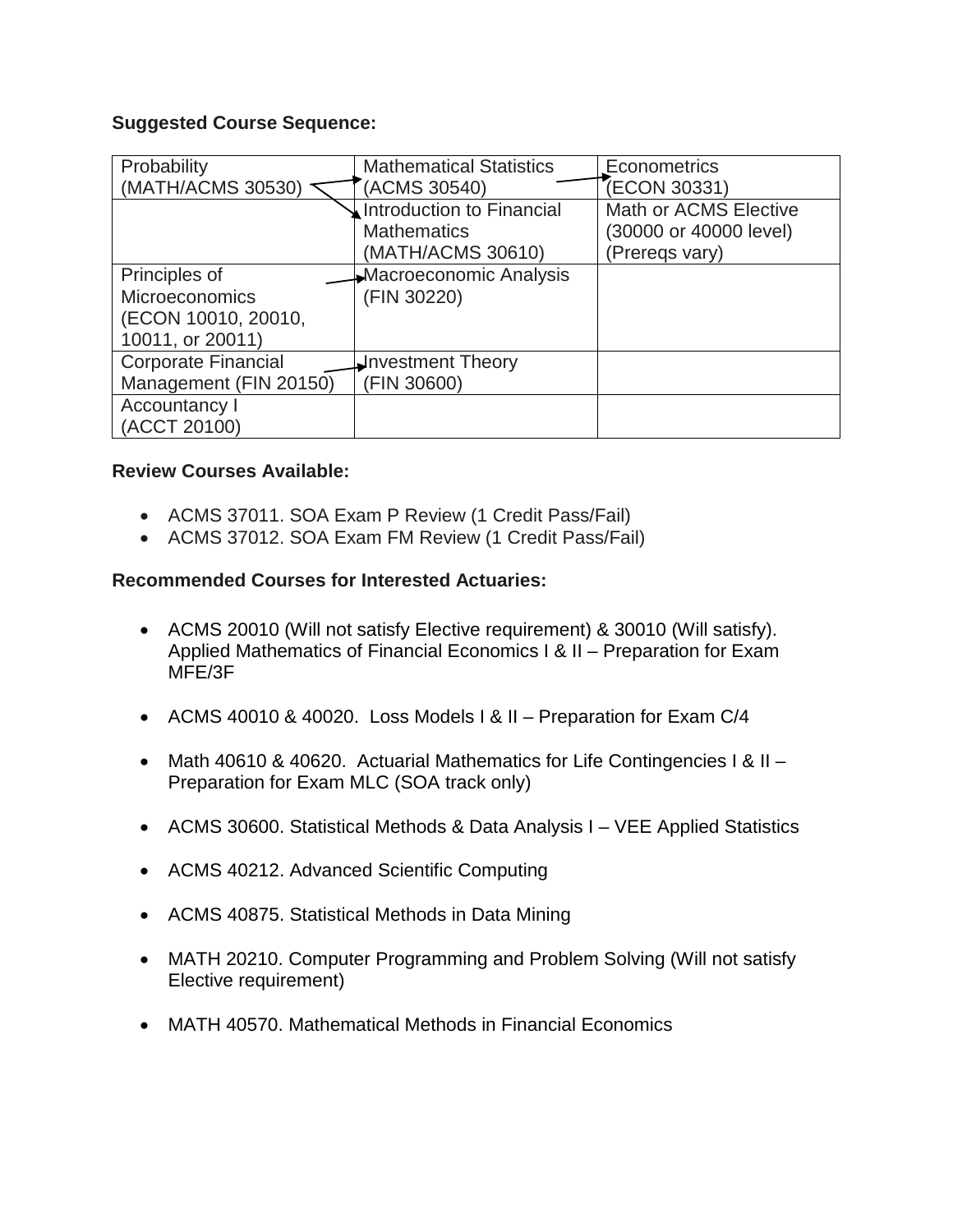**Suggested Course Sequence:**

| | | |
|---|---|---|
| Probability (MATH/ACMS 30530) | Mathematical Statistics (ACMS 30540) | Econometrics (ECON 30331) |
| | Introduction to Financial Mathematics (MATH/ACMS 30610) | Math or ACMS Elective (30000 or 40000 level) (Prereqs vary) |
| Principles of Microeconomics (ECON 10010, 20010, 10011, or 20011) | Macroeconomic Analysis (FIN 30220) | |
| Corporate Financial Management (FIN 20150) | Investment Theory (FIN 30600) | |
| Accountancy I (ACCT 20100) | | |

**Review Courses Available:**

- ACMS 37011. SOA Exam P Review (1 Credit Pass/Fail)
- ACMS 37012. SOA Exam FM Review (1 Credit Pass/Fail)

**Recommended Courses for Interested Actuaries:**

- ACMS 20010 (Will not satisfy Elective requirement) & 30010 (Will satisfy). Applied Mathematics of Financial Economics I & II – Preparation for Exam MFE/3F
- ACMS 40010 & 40020. Loss Models I & II – Preparation for Exam C/4
- Math 40610 & 40620. Actuarial Mathematics for Life Contingencies I & II – Preparation for Exam MLC (SOA track only)
- ACMS 30600. Statistical Methods & Data Analysis I – VEE Applied Statistics
- ACMS 40212. Advanced Scientific Computing
- ACMS 40875. Statistical Methods in Data Mining
- MATH 20210. Computer Programming and Problem Solving (Will not satisfy Elective requirement)
- MATH 40570. Mathematical Methods in Financial Economics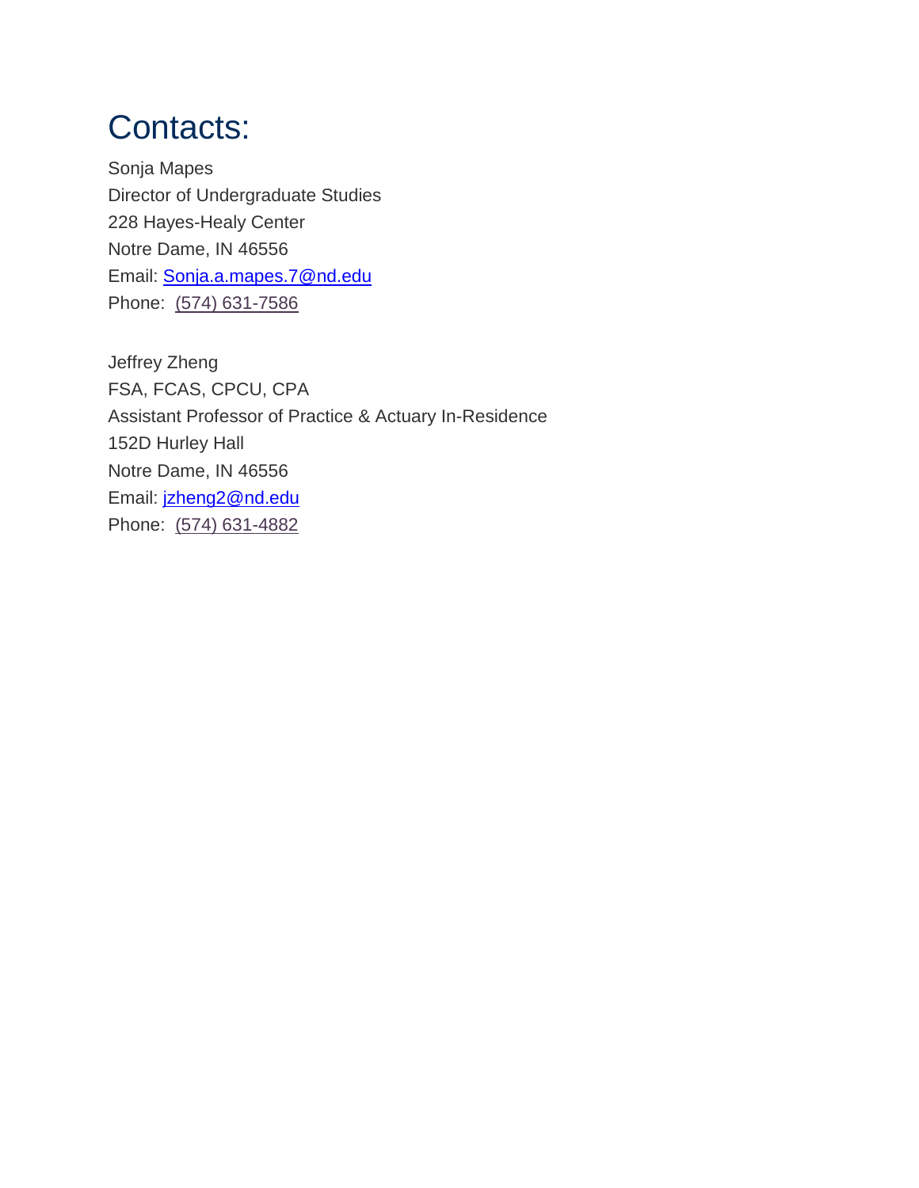# Contacts:

Sonja Mapes  
Director of Undergraduate Studies  
228 Hayes-Healy Center  
Notre Dame, IN 46556  
Email: Sonja.a.mapes.7@nd.edu  
Phone: (574) 631-7586

Jeffrey Zheng  
FSA, FCAS, CPCU, CPA  
Assistant Professor of Practice & Actuary In-Residence  
152D Hurley Hall  
Notre Dame, IN 46556  
Email: jzheng2@nd.edu  
Phone: (574) 631-4882